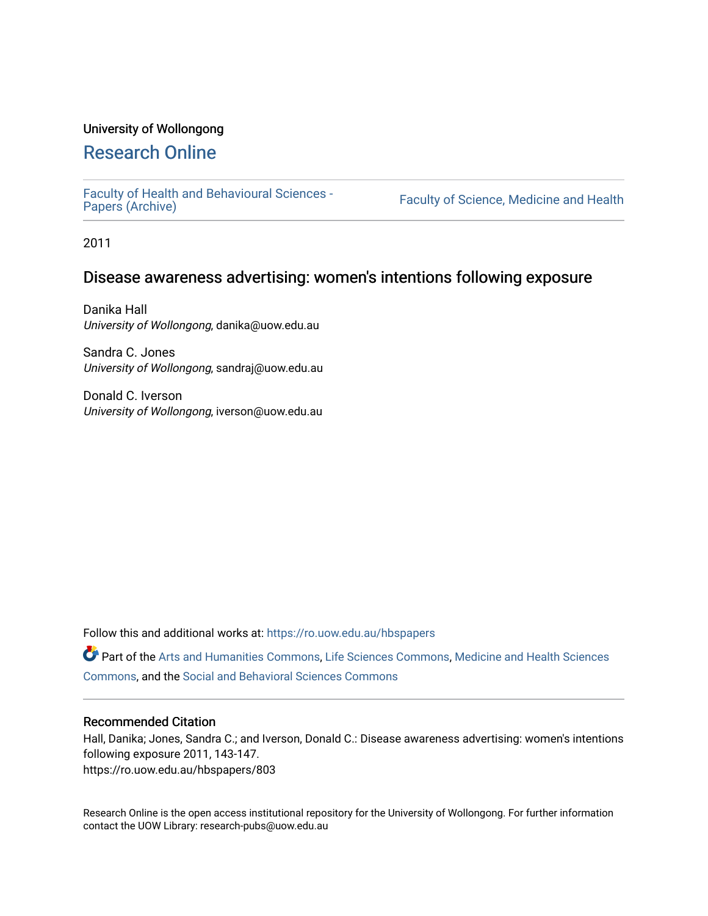University of Wollongong

# Research Online

Faculty of Health and Behavioural Sciences - Papers (Archive)

Faculty of Science, Medicine and Health

2011

## Disease awareness advertising: women's intentions following exposure

Danika Hall
*University of Wollongong*, danika@uow.edu.au

Sandra C. Jones
*University of Wollongong*, sandraj@uow.edu.au

Donald C. Iverson
*University of Wollongong*, iverson@uow.edu.au

Follow this and additional works at: https://ro.uow.edu.au/hbspapers

Part of the Arts and Humanities Commons, Life Sciences Commons, Medicine and Health Sciences Commons, and the Social and Behavioral Sciences Commons

### Recommended Citation

Hall, Danika; Jones, Sandra C.; and Iverson, Donald C.: Disease awareness advertising: women's intentions following exposure 2011, 143-147.
https://ro.uow.edu.au/hbspapers/803

Research Online is the open access institutional repository for the University of Wollongong. For further information contact the UOW Library: research-pubs@uow.edu.au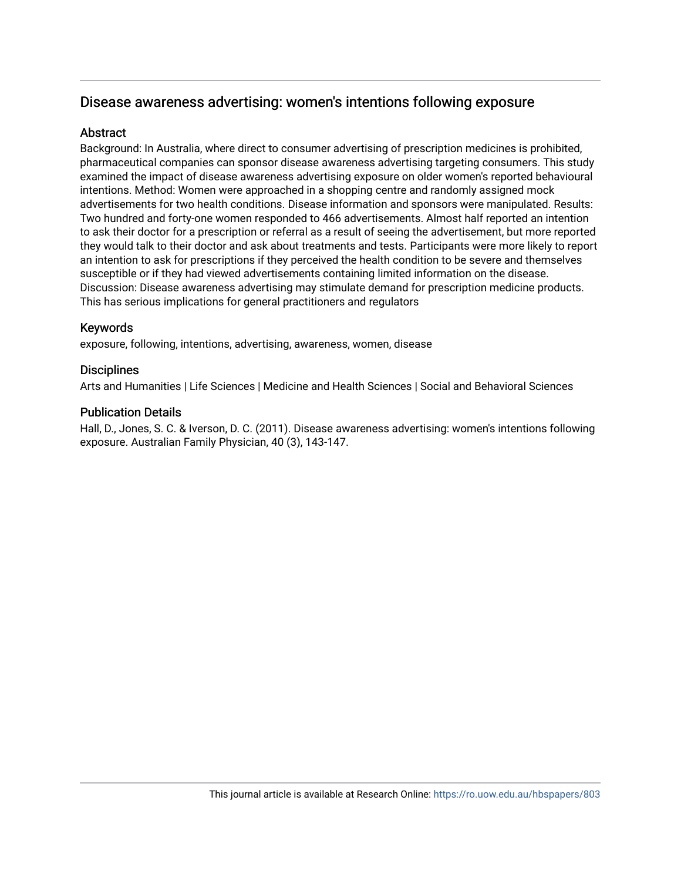# Disease awareness advertising: women's intentions following exposure

## Abstract

Background: In Australia, where direct to consumer advertising of prescription medicines is prohibited, pharmaceutical companies can sponsor disease awareness advertising targeting consumers. This study examined the impact of disease awareness advertising exposure on older women's reported behavioural intentions. Method: Women were approached in a shopping centre and randomly assigned mock advertisements for two health conditions. Disease information and sponsors were manipulated. Results: Two hundred and forty-one women responded to 466 advertisements. Almost half reported an intention to ask their doctor for a prescription or referral as a result of seeing the advertisement, but more reported they would talk to their doctor and ask about treatments and tests. Participants were more likely to report an intention to ask for prescriptions if they perceived the health condition to be severe and themselves susceptible or if they had viewed advertisements containing limited information on the disease. Discussion: Disease awareness advertising may stimulate demand for prescription medicine products. This has serious implications for general practitioners and regulators

## Keywords

exposure, following, intentions, advertising, awareness, women, disease

## Disciplines

Arts and Humanities | Life Sciences | Medicine and Health Sciences | Social and Behavioral Sciences

## Publication Details

Hall, D., Jones, S. C. & Iverson, D. C. (2011). Disease awareness advertising: women's intentions following exposure. Australian Family Physician, 40 (3), 143-147.

This journal article is available at Research Online: https://ro.uow.edu.au/hbspapers/803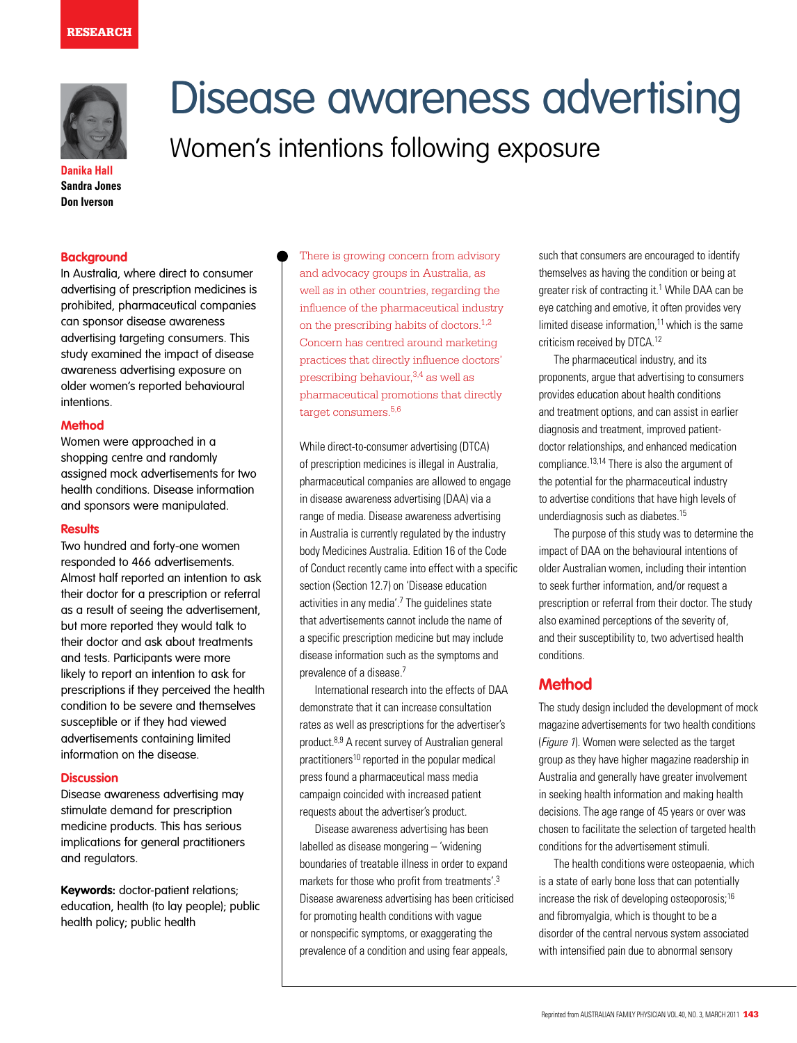RESEARCH

# Disease awareness advertising

## Women's intentions following exposure

**Danika Hall**
**Sandra Jones**
**Don Iverson**

### Background

In Australia, where direct to consumer advertising of prescription medicines is prohibited, pharmaceutical companies can sponsor disease awareness advertising targeting consumers. This study examined the impact of disease awareness advertising exposure on older women's reported behavioural intentions.

### Method

Women were approached in a shopping centre and randomly assigned mock advertisements for two health conditions. Disease information and sponsors were manipulated.

### Results

Two hundred and forty-one women responded to 466 advertisements. Almost half reported an intention to ask their doctor for a prescription or referral as a result of seeing the advertisement, but more reported they would talk to their doctor and ask about treatments and tests. Participants were more likely to report an intention to ask for prescriptions if they perceived the health condition to be severe and themselves susceptible or if they had viewed advertisements containing limited information on the disease.

### Discussion

Disease awareness advertising may stimulate demand for prescription medicine products. This has serious implications for general practitioners and regulators.

**Keywords:** doctor-patient relations; education, health (to lay people); public health policy; public health

There is growing concern from advisory and advocacy groups in Australia, as well as in other countries, regarding the influence of the pharmaceutical industry on the prescribing habits of doctors.[1,2] Concern has centred around marketing practices that directly influence doctors' prescribing behaviour,[3,4] as well as pharmaceutical promotions that directly target consumers.[5,6]

While direct-to-consumer advertising (DTCA) of prescription medicines is illegal in Australia, pharmaceutical companies are allowed to engage in disease awareness advertising (DAA) via a range of media. Disease awareness advertising in Australia is currently regulated by the industry body Medicines Australia. Edition 16 of the Code of Conduct recently came into effect with a specific section (Section 12.7) on 'Disease education activities in any media'.[7] The guidelines state that advertisements cannot include the name of a specific prescription medicine but may include disease information such as the symptoms and prevalence of a disease.[7]

International research into the effects of DAA demonstrate that it can increase consultation rates as well as prescriptions for the advertiser's product.[8,9] A recent survey of Australian general practitioners[10] reported in the popular medical press found a pharmaceutical mass media campaign coincided with increased patient requests about the advertiser's product.

Disease awareness advertising has been labelled as disease mongering – 'widening boundaries of treatable illness in order to expand markets for those who profit from treatments'.[3] Disease awareness advertising has been criticised for promoting health conditions with vague or nonspecific symptoms, or exaggerating the prevalence of a condition and using fear appeals, such that consumers are encouraged to identify themselves as having the condition or being at greater risk of contracting it.[1] While DAA can be eye catching and emotive, it often provides very limited disease information,[11] which is the same criticism received by DTCA.[12]

The pharmaceutical industry, and its proponents, argue that advertising to consumers provides education about health conditions and treatment options, and can assist in earlier diagnosis and treatment, improved patient-doctor relationships, and enhanced medication compliance.[13,14] There is also the argument of the potential for the pharmaceutical industry to advertise conditions that have high levels of underdiagnosis such as diabetes.[15]

The purpose of this study was to determine the impact of DAA on the behavioural intentions of older Australian women, including their intention to seek further information, and/or request a prescription or referral from their doctor. The study also examined perceptions of the severity of, and their susceptibility to, two advertised health conditions.

## Method

The study design included the development of mock magazine advertisements for two health conditions (*Figure 1*). Women were selected as the target group as they have higher magazine readership in Australia and generally have greater involvement in seeking health information and making health decisions. The age range of 45 years or over was chosen to facilitate the selection of targeted health conditions for the advertisement stimuli.

The health conditions were osteopaenia, which is a state of early bone loss that can potentially increase the risk of developing osteoporosis;[16] and fibromyalgia, which is thought to be a disorder of the central nervous system associated with intensified pain due to abnormal sensory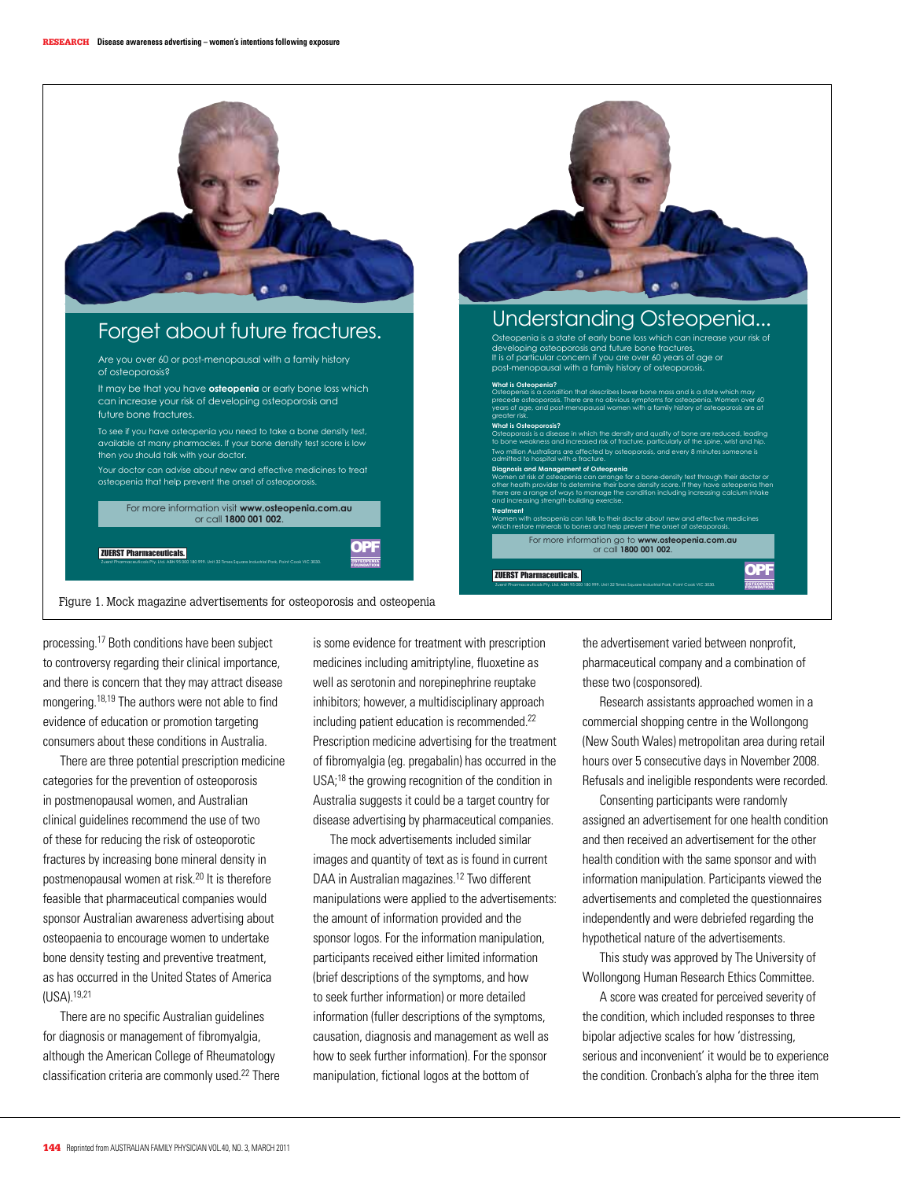## Forget about future fractures.

Are you over 60 or post-menopausal with a family history of osteoporosis?

It may be that you have **osteopenia** or early bone loss which can increase your risk of developing osteoporosis and future bone fractures.

To see if you have osteopenia you need to take a bone density test, available at many pharmacies. If your bone density test score is low then you should talk with your doctor.

Your doctor can advise about new and effective medicines to treat osteopenia that help prevent the onset of osteoporosis.

For more information visit **www.osteopenia.com.au** or call **1800 001 002**.

ZUERST Pharmaceuticals.

OPF OSTEOPENIA FOUNDATION

## Understanding Osteopenia...

Osteopenia is a state of early bone loss which can increase your risk of developing osteoporosis and future bone fractures. It is of particular concern if you are over 60 years of age or post-menopausal with a family history of osteoporosis.

**What is Osteopenia?**
Osteopenia is a condition that describes lower bone mass and is a state which may precede osteoporosis. There are no obvious symptoms for osteopenia. Women over 60 years of age, and post-menopausal women with a family history of osteoporosis are at greater risk.

**What is Osteoporosis?**
Osteoporosis is a disease in which the density and quality of bone are reduced, leading to bone weakness and increased risk of fracture, particularly of the spine, wrist and hip. Two million Australians are affected by osteoporosis, and every 8 minutes someone is admitted to hospital with a fracture.

**Diagnosis and Management of Osteopenia**
Women at risk of osteopenia can arrange for a bone-density test through their doctor or other health provider to determine their bone density score. If they have osteopenia then there are a range of ways to manage the condition including increasing calcium intake and increasing strength-building exercise.

**Treatment**
Women with osteopenia can talk to their doctor about new and effective medicines which restore minerals to bones and help prevent the onset of osteoporosis.

For more information go to **www.osteopenia.com.au** or call **1800 001 002**.

ZUERST Pharmaceuticals.

OPF OSTEOPENIA FOUNDATION

Figure 1. Mock magazine advertisements for osteoporosis and osteopenia

processing.[17] Both conditions have been subject to controversy regarding their clinical importance, and there is concern that they may attract disease mongering.[18,19] The authors were not able to find evidence of education or promotion targeting consumers about these conditions in Australia.

There are three potential prescription medicine categories for the prevention of osteoporosis in postmenopausal women, and Australian clinical guidelines recommend the use of two of these for reducing the risk of osteoporotic fractures by increasing bone mineral density in postmenopausal women at risk.[20] It is therefore feasible that pharmaceutical companies would sponsor Australian awareness advertising about osteopaenia to encourage women to undertake bone density testing and preventive treatment, as has occurred in the United States of America (USA).[19,21]

There are no specific Australian guidelines for diagnosis or management of fibromyalgia, although the American College of Rheumatology classification criteria are commonly used.[22] There is some evidence for treatment with prescription medicines including amitriptyline, fluoxetine as well as serotonin and norepinephrine reuptake inhibitors; however, a multidisciplinary approach including patient education is recommended.[22] Prescription medicine advertising for the treatment of fibromyalgia (eg. pregabalin) has occurred in the USA;[18] the growing recognition of the condition in Australia suggests it could be a target country for disease advertising by pharmaceutical companies.

The mock advertisements included similar images and quantity of text as is found in current DAA in Australian magazines.[12] Two different manipulations were applied to the advertisements: the amount of information provided and the sponsor logos. For the information manipulation, participants received either limited information (brief descriptions of the symptoms, and how to seek further information) or more detailed information (fuller descriptions of the symptoms, causation, diagnosis and management as well as how to seek further information). For the sponsor manipulation, fictional logos at the bottom of the advertisement varied between nonprofit, pharmaceutical company and a combination of these two (cosponsored).

Research assistants approached women in a commercial shopping centre in the Wollongong (New South Wales) metropolitan area during retail hours over 5 consecutive days in November 2008. Refusals and ineligible respondents were recorded.

Consenting participants were randomly assigned an advertisement for one health condition and then received an advertisement for the other health condition with the same sponsor and with information manipulation. Participants viewed the advertisements and completed the questionnaires independently and were debriefed regarding the hypothetical nature of the advertisements.

This study was approved by The University of Wollongong Human Research Ethics Committee.

A score was created for perceived severity of the condition, which included responses to three bipolar adjective scales for how 'distressing, serious and inconvenient' it would be to experience the condition. Cronbach's alpha for the three item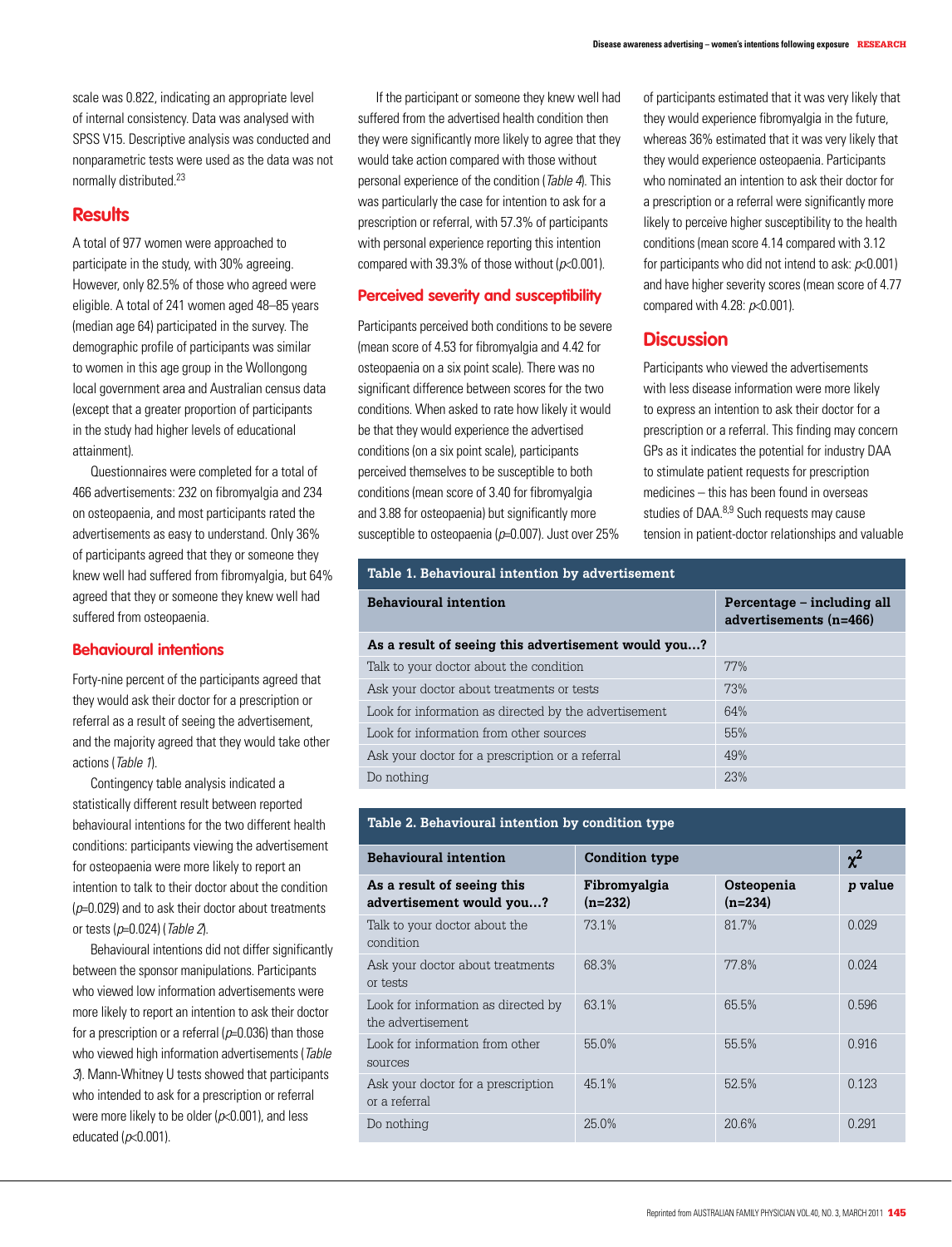scale was 0.822, indicating an appropriate level of internal consistency. Data was analysed with SPSS V15. Descriptive analysis was conducted and nonparametric tests were used as the data was not normally distributed.[23]

## Results

A total of 977 women were approached to participate in the study, with 30% agreeing. However, only 82.5% of those who agreed were eligible. A total of 241 women aged 48–85 years (median age 64) participated in the survey. The demographic profile of participants was similar to women in this age group in the Wollongong local government area and Australian census data (except that a greater proportion of participants in the study had higher levels of educational attainment).

Questionnaires were completed for a total of 466 advertisements: 232 on fibromyalgia and 234 on osteopaenia, and most participants rated the advertisements as easy to understand. Only 36% of participants agreed that they or someone they knew well had suffered from fibromyalgia, but 64% agreed that they or someone they knew well had suffered from osteopaenia.

### Behavioural intentions

Forty-nine percent of the participants agreed that they would ask their doctor for a prescription or referral as a result of seeing the advertisement, and the majority agreed that they would take other actions (*Table 1*).

Contingency table analysis indicated a statistically different result between reported behavioural intentions for the two different health conditions: participants viewing the advertisement for osteopaenia were more likely to report an intention to talk to their doctor about the condition ($p$=0.029) and to ask their doctor about treatments or tests ($p$=0.024) (*Table 2*).

Behavioural intentions did not differ significantly between the sponsor manipulations. Participants who viewed low information advertisements were more likely to report an intention to ask their doctor for a prescription or a referral ($p$=0.036) than those who viewed high information advertisements (*Table 3*). Mann-Whitney U tests showed that participants who intended to ask for a prescription or referral were more likely to be older ($p$<0.001), and less educated ($p$<0.001).

If the participant or someone they knew well had suffered from the advertised health condition then they were significantly more likely to agree that they would take action compared with those without personal experience of the condition (*Table 4*). This was particularly the case for intention to ask for a prescription or referral, with 57.3% of participants with personal experience reporting this intention compared with 39.3% of those without ($p$<0.001).

### Perceived severity and susceptibility

Participants perceived both conditions to be severe (mean score of 4.53 for fibromyalgia and 4.42 for osteopaenia on a six point scale). There was no significant difference between scores for the two conditions. When asked to rate how likely it would be that they would experience the advertised conditions (on a six point scale), participants perceived themselves to be susceptible to both conditions (mean score of 3.40 for fibromyalgia and 3.88 for osteopaenia) but significantly more susceptible to osteopaenia ($p$=0.007). Just over 25% of participants estimated that it was very likely that they would experience fibromyalgia in the future, whereas 36% estimated that it was very likely that they would experience osteopaenia. Participants who nominated an intention to ask their doctor for a prescription or a referral were significantly more likely to perceive higher susceptibility to the health conditions (mean score 4.14 compared with 3.12 for participants who did not intend to ask: $p$<0.001) and have higher severity scores (mean score of 4.77 compared with 4.28: $p$<0.001).

## Discussion

Participants who viewed the advertisements with less disease information were more likely to express an intention to ask their doctor for a prescription or a referral. This finding may concern GPs as it indicates the potential for industry DAA to stimulate patient requests for prescription medicines – this has been found in overseas studies of DAA.[8,9] Such requests may cause tension in patient-doctor relationships and valuable

**Table 1. Behavioural intention by advertisement**

| Behavioural intention | Percentage – including all advertisements (n=466) |
|---|---|
| **As a result of seeing this advertisement would you…?** | |
| Talk to your doctor about the condition | 77% |
| Ask your doctor about treatments or tests | 73% |
| Look for information as directed by the advertisement | 64% |
| Look for information from other sources | 55% |
| Ask your doctor for a prescription or a referral | 49% |
| Do nothing | 23% |

**Table 2. Behavioural intention by condition type**

| Behavioural intention | Condition type | | $\chi^2$ |
|---|---|---|---|
| **As a result of seeing this advertisement would you…?** | **Fibromyalgia (n=232)** | **Osteopenia (n=234)** | ***p* value** |
| Talk to your doctor about the condition | 73.1% | 81.7% | 0.029 |
| Ask your doctor about treatments or tests | 68.3% | 77.8% | 0.024 |
| Look for information as directed by the advertisement | 63.1% | 65.5% | 0.596 |
| Look for information from other sources | 55.0% | 55.5% | 0.916 |
| Ask your doctor for a prescription or a referral | 45.1% | 52.5% | 0.123 |
| Do nothing | 25.0% | 20.6% | 0.291 |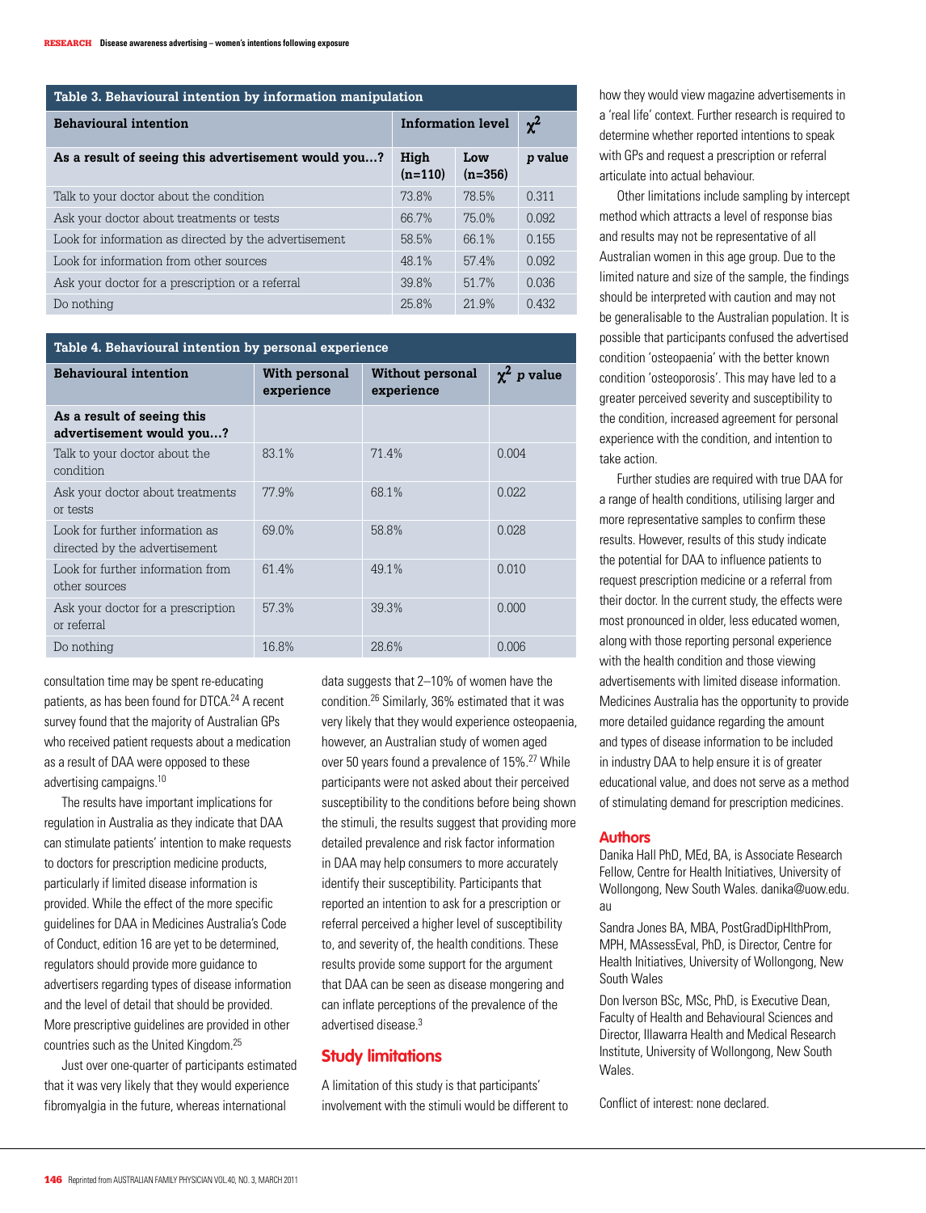**Table 3. Behavioural intention by information manipulation**

| Behavioural intention | Information level | | $\chi^2$ |
|---|---|---|---|
| As a result of seeing this advertisement would you...? | High (n=110) | Low (n=356) | *p* value |
| Talk to your doctor about the condition | 73.8% | 78.5% | 0.311 |
| Ask your doctor about treatments or tests | 66.7% | 75.0% | 0.092 |
| Look for information as directed by the advertisement | 58.5% | 66.1% | 0.155 |
| Look for information from other sources | 48.1% | 57.4% | 0.092 |
| Ask your doctor for a prescription or a referral | 39.8% | 51.7% | 0.036 |
| Do nothing | 25.8% | 21.9% | 0.432 |

**Table 4. Behavioural intention by personal experience**

| Behavioural intention | With personal experience | Without personal experience | $\chi^2$ *p* value |
|---|---|---|---|
| **As a result of seeing this advertisement would you...?** | | | |
| Talk to your doctor about the condition | 83.1% | 71.4% | 0.004 |
| Ask your doctor about treatments or tests | 77.9% | 68.1% | 0.022 |
| Look for further information as directed by the advertisement | 69.0% | 58.8% | 0.028 |
| Look for further information from other sources | 61.4% | 49.1% | 0.010 |
| Ask your doctor for a prescription or referral | 57.3% | 39.3% | 0.000 |
| Do nothing | 16.8% | 28.6% | 0.006 |

consultation time may be spent re-educating patients, as has been found for DTCA.[24] A recent survey found that the majority of Australian GPs who received patient requests about a medication as a result of DAA were opposed to these advertising campaigns.[10]

The results have important implications for regulation in Australia as they indicate that DAA can stimulate patients' intention to make requests to doctors for prescription medicine products, particularly if limited disease information is provided. While the effect of the more specific guidelines for DAA in Medicines Australia's Code of Conduct, edition 16 are yet to be determined, regulators should provide more guidance to advertisers regarding types of disease information and the level of detail that should be provided. More prescriptive guidelines are provided in other countries such as the United Kingdom.[25]

Just over one-quarter of participants estimated that it was very likely that they would experience fibromyalgia in the future, whereas international data suggests that 2–10% of women have the condition.[26] Similarly, 36% estimated that it was very likely that they would experience osteopaenia, however, an Australian study of women aged over 50 years found a prevalence of 15%.[27] While participants were not asked about their perceived susceptibility to the conditions before being shown the stimuli, the results suggest that providing more detailed prevalence and risk factor information in DAA may help consumers to more accurately identify their susceptibility. Participants that reported an intention to ask for a prescription or referral perceived a higher level of susceptibility to, and severity of, the health conditions. These results provide some support for the argument that DAA can be seen as disease mongering and can inflate perceptions of the prevalence of the advertised disease.[3]

## Study limitations

A limitation of this study is that participants' involvement with the stimuli would be different to how they would view magazine advertisements in a 'real life' context. Further research is required to determine whether reported intentions to speak with GPs and request a prescription or referral articulate into actual behaviour.

Other limitations include sampling by intercept method which attracts a level of response bias and results may not be representative of all Australian women in this age group. Due to the limited nature and size of the sample, the findings should be interpreted with caution and may not be generalisable to the Australian population. It is possible that participants confused the advertised condition 'osteopaenia' with the better known condition 'osteoporosis'. This may have led to a greater perceived severity and susceptibility to the condition, increased agreement for personal experience with the condition, and intention to take action.

Further studies are required with true DAA for a range of health conditions, utilising larger and more representative samples to confirm these results. However, results of this study indicate the potential for DAA to influence patients to request prescription medicine or a referral from their doctor. In the current study, the effects were most pronounced in older, less educated women, along with those reporting personal experience with the health condition and those viewing advertisements with limited disease information. Medicines Australia has the opportunity to provide more detailed guidance regarding the amount and types of disease information to be included in industry DAA to help ensure it is of greater educational value, and does not serve as a method of stimulating demand for prescription medicines.

## Authors

Danika Hall PhD, MEd, BA, is Associate Research Fellow, Centre for Health Initiatives, University of Wollongong, New South Wales. danika@uow.edu.au

Sandra Jones BA, MBA, PostGradDipHlthProm, MPH, MAssessEval, PhD, is Director, Centre for Health Initiatives, University of Wollongong, New South Wales

Don Iverson BSc, MSc, PhD, is Executive Dean, Faculty of Health and Behavioural Sciences and Director, Illawarra Health and Medical Research Institute, University of Wollongong, New South Wales.

Conflict of interest: none declared.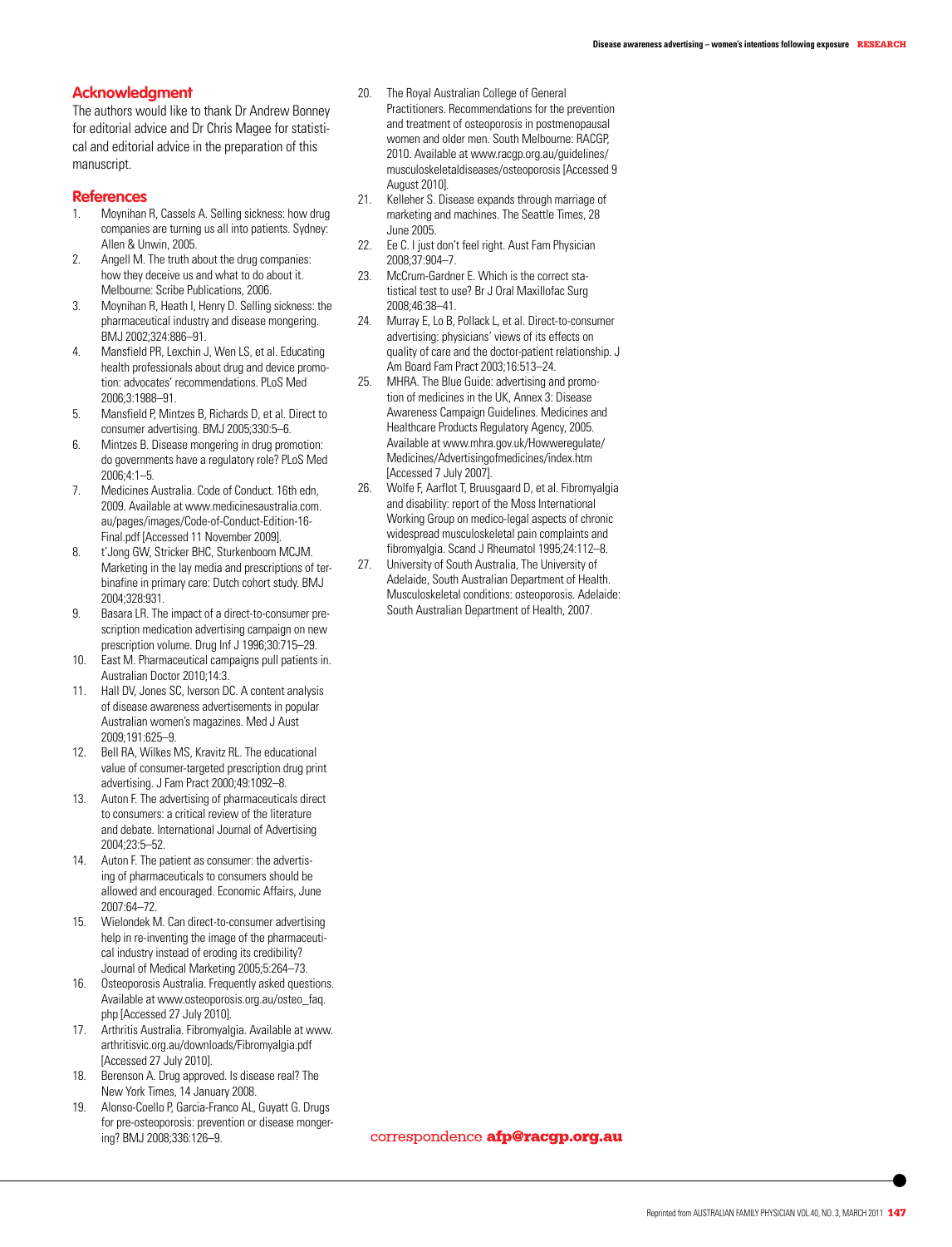## Acknowledgment

The authors would like to thank Dr Andrew Bonney for editorial advice and Dr Chris Magee for statistical and editorial advice in the preparation of this manuscript.

## References

1. Moynihan R, Cassels A. Selling sickness: how drug companies are turning us all into patients. Sydney: Allen & Unwin, 2005.
2. Angell M. The truth about the drug companies: how they deceive us and what to do about it. Melbourne: Scribe Publications, 2006.
3. Moynihan R, Heath I, Henry D. Selling sickness: the pharmaceutical industry and disease mongering. BMJ 2002;324:886–91.
4. Mansfield PR, Lexchin J, Wen LS, et al. Educating health professionals about drug and device promotion: advocates' recommendations. PLoS Med 2006;3:1988–91.
5. Mansfield P, Mintzes B, Richards D, et al. Direct to consumer advertising. BMJ 2005;330:5–6.
6. Mintzes B. Disease mongering in drug promotion: do governments have a regulatory role? PLoS Med 2006;4:1–5.
7. Medicines Australia. Code of Conduct. 16th edn, 2009. Available at www.medicinesaustralia.com.au/pages/images/Code-of-Conduct-Edition-16-Final.pdf [Accessed 11 November 2009].
8. t'Jong GW, Stricker BHC, Sturkenboom MCJM. Marketing in the lay media and prescriptions of terbinafine in primary care: Dutch cohort study. BMJ 2004;328:931.
9. Basara LR. The impact of a direct-to-consumer prescription medication advertising campaign on new prescription volume. Drug Inf J 1996;30:715–29.
10. East M. Pharmaceutical campaigns pull patients in. Australian Doctor 2010;14:3.
11. Hall DV, Jones SC, Iverson DC. A content analysis of disease awareness advertisements in popular Australian women's magazines. Med J Aust 2009;191:625–9.
12. Bell RA, Wilkes MS, Kravitz RL. The educational value of consumer-targeted prescription drug print advertising. J Fam Pract 2000;49:1092–8.
13. Auton F. The advertising of pharmaceuticals direct to consumers: a critical review of the literature and debate. International Journal of Advertising 2004;23:5–52.
14. Auton F. The patient as consumer: the advertising of pharmaceuticals to consumers should be allowed and encouraged. Economic Affairs, June 2007:64–72.
15. Wielondek M. Can direct-to-consumer advertising help in re-inventing the image of the pharmaceutical industry instead of eroding its credibility? Journal of Medical Marketing 2005;5:264–73.
16. Osteoporosis Australia. Frequently asked questions. Available at www.osteoporosis.org.au/osteo_faq.php [Accessed 27 July 2010].
17. Arthritis Australia. Fibromyalgia. Available at www.arthritisvic.org.au/downloads/Fibromyalgia.pdf [Accessed 27 July 2010].
18. Berenson A. Drug approved. Is disease real? The New York Times, 14 January 2008.
19. Alonso-Coello P, Garcia-Franco AL, Guyatt G. Drugs for pre-osteoporosis: prevention or disease mongering? BMJ 2008;336:126–9.
20. The Royal Australian College of General Practitioners. Recommendations for the prevention and treatment of osteoporosis in postmenopausal women and older men. South Melbourne: RACGP, 2010. Available at www.racgp.org.au/guidelines/musculoskeletaldiseases/osteoporosis [Accessed 9 August 2010].
21. Kelleher S. Disease expands through marriage of marketing and machines. The Seattle Times, 28 June 2005.
22. Ee C. I just don't feel right. Aust Fam Physician 2008;37:904–7.
23. McCrum-Gardner E. Which is the correct statistical test to use? Br J Oral Maxillofac Surg 2008;46:38–41.
24. Murray E, Lo B, Pollack L, et al. Direct-to-consumer advertising: physicians' views of its effects on quality of care and the doctor-patient relationship. J Am Board Fam Pract 2003;16:513–24.
25. MHRA. The Blue Guide: advertising and promotion of medicines in the UK, Annex 3: Disease Awareness Campaign Guidelines. Medicines and Healthcare Products Regulatory Agency, 2005. Available at www.mhra.gov.uk/Howweregulate/Medicines/Advertisingofmedicines/index.htm [Accessed 7 July 2007].
26. Wolfe F, Aarflot T, Bruusgaard D, et al. Fibromyalgia and disability: report of the Moss International Working Group on medico-legal aspects of chronic widespread musculoskeletal pain complaints and fibromyalgia. Scand J Rheumatol 1995;24:112–8.
27. University of South Australia, The University of Adelaide, South Australian Department of Health. Musculoskeletal conditions: osteoporosis. Adelaide: South Australian Department of Health, 2007.

correspondence **afp@racgp.org.au**